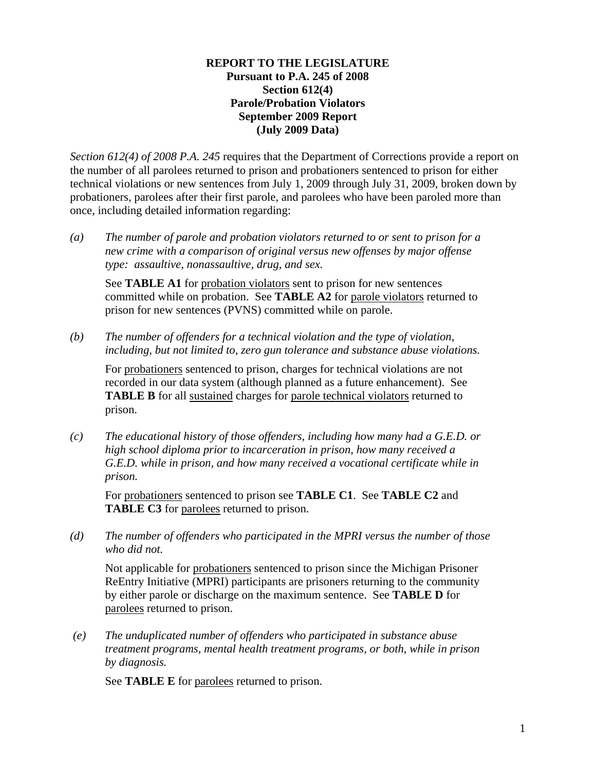**REPORT TO THE LEGISLATURE**
**Pursuant to P.A. 245 of 2008**
**Section 612(4)**
**Parole/Probation Violators**
**September 2009 Report**
**(July 2009 Data)**

*Section 612(4) of 2008 P.A. 245* requires that the Department of Corrections provide a report on the number of all parolees returned to prison and probationers sentenced to prison for either technical violations or new sentences from July 1, 2009 through July 31, 2009, broken down by probationers, parolees after their first parole, and parolees who have been paroled more than once, including detailed information regarding:

*(a) The number of parole and probation violators returned to or sent to prison for a new crime with a comparison of original versus new offenses by major offense type: assaultive, nonassaultive, drug, and sex.*

See **TABLE A1** for probation violators sent to prison for new sentences committed while on probation. See **TABLE A2** for parole violators returned to prison for new sentences (PVNS) committed while on parole.

*(b) The number of offenders for a technical violation and the type of violation, including, but not limited to, zero gun tolerance and substance abuse violations.*

For probationers sentenced to prison, charges for technical violations are not recorded in our data system (although planned as a future enhancement). See **TABLE B** for all sustained charges for parole technical violators returned to prison.

*(c) The educational history of those offenders, including how many had a G.E.D. or high school diploma prior to incarceration in prison, how many received a G.E.D. while in prison, and how many received a vocational certificate while in prison.*

For probationers sentenced to prison see **TABLE C1**. See **TABLE C2** and **TABLE C3** for parolees returned to prison.

*(d) The number of offenders who participated in the MPRI versus the number of those who did not.*

Not applicable for probationers sentenced to prison since the Michigan Prisoner ReEntry Initiative (MPRI) participants are prisoners returning to the community by either parole or discharge on the maximum sentence. See **TABLE D** for parolees returned to prison.

*(e) The unduplicated number of offenders who participated in substance abuse treatment programs, mental health treatment programs, or both, while in prison by diagnosis.*

See **TABLE E** for parolees returned to prison.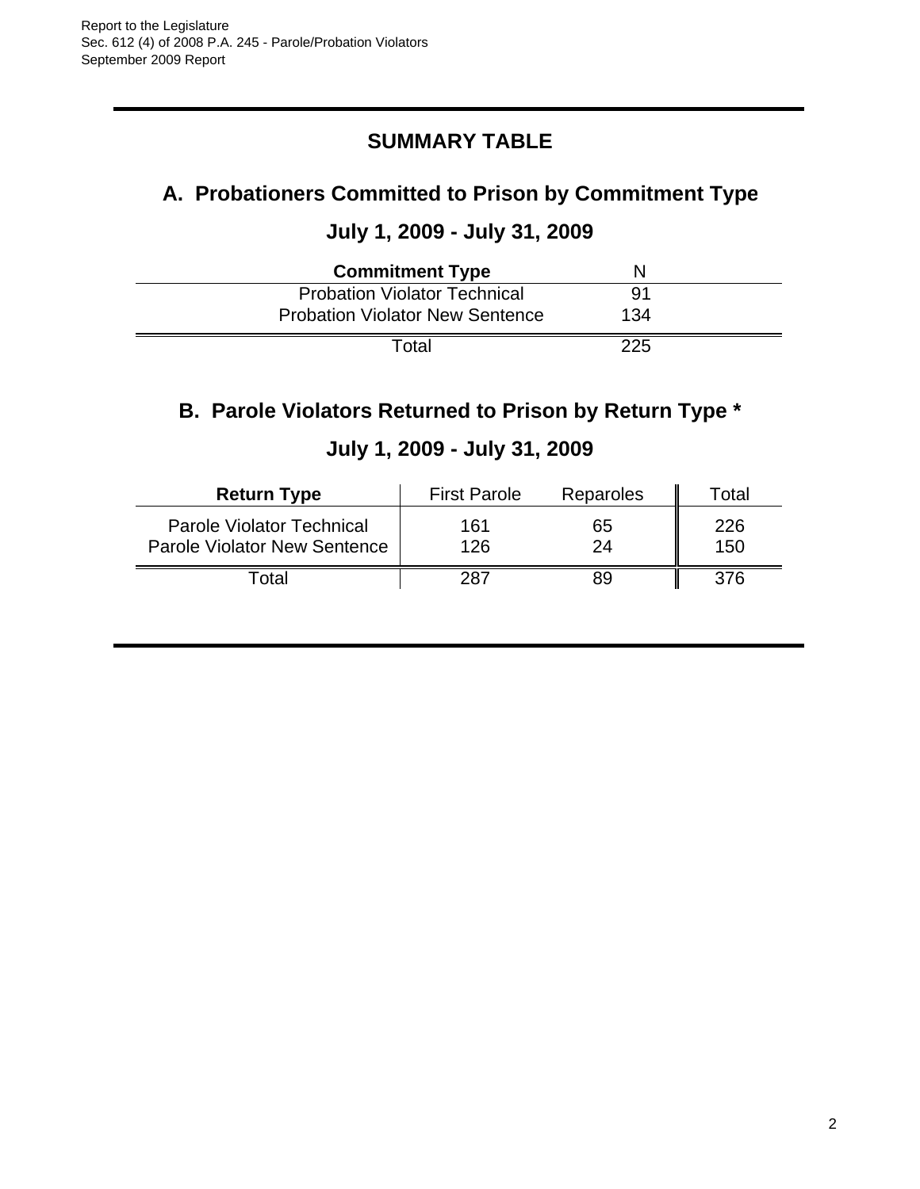## SUMMARY TABLE

### A. Probationers Committed to Prison by Commitment Type

### July 1, 2009 - July 31, 2009

| Commitment Type | N |
|---|---|
| Probation Violator Technical | 91 |
| Probation Violator New Sentence | 134 |
| Total | 225 |

### B. Parole Violators Returned to Prison by Return Type *

### July 1, 2009 - July 31, 2009

| Return Type | First Parole | Reparoles | Total |
|---|---|---|---|
| Parole Violator Technical | 161 | 65 | 226 |
| Parole Violator New Sentence | 126 | 24 | 150 |
| Total | 287 | 89 | 376 |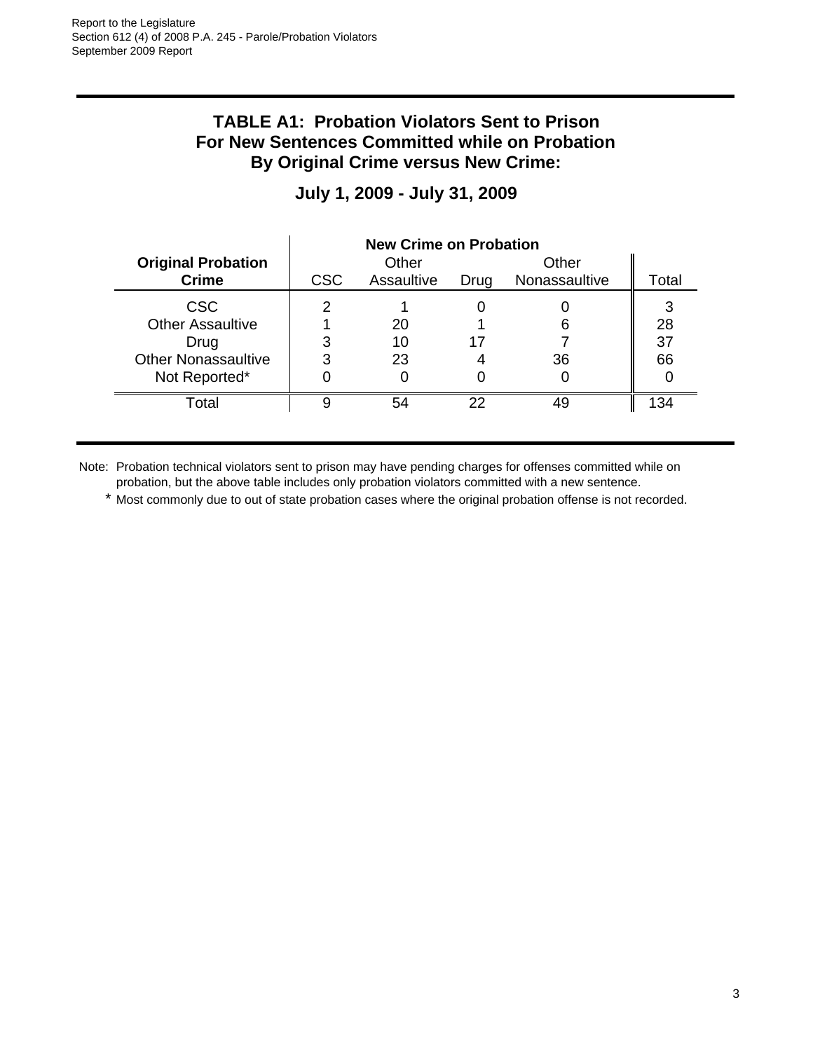## TABLE A1: Probation Violators Sent to Prison For New Sentences Committed while on Probation By Original Crime versus New Crime:

### July 1, 2009 - July 31, 2009

| Original Probation Crime | New Crime on Probation | | | | |
|---|---|---|---|---|---|
| | CSC | Other Assaultive | Drug | Other Nonassaultive | Total |
| CSC | 2 | 1 | 0 | 0 | 3 |
| Other Assaultive | 1 | 20 | 1 | 6 | 28 |
| Drug | 3 | 10 | 17 | 7 | 37 |
| Other Nonassaultive | 3 | 23 | 4 | 36 | 66 |
| Not Reported* | 0 | 0 | 0 | 0 | 0 |
| Total | 9 | 54 | 22 | 49 | 134 |

Note: Probation technical violators sent to prison may have pending charges for offenses committed while on probation, but the above table includes only probation violators committed with a new sentence.

\* Most commonly due to out of state probation cases where the original probation offense is not recorded.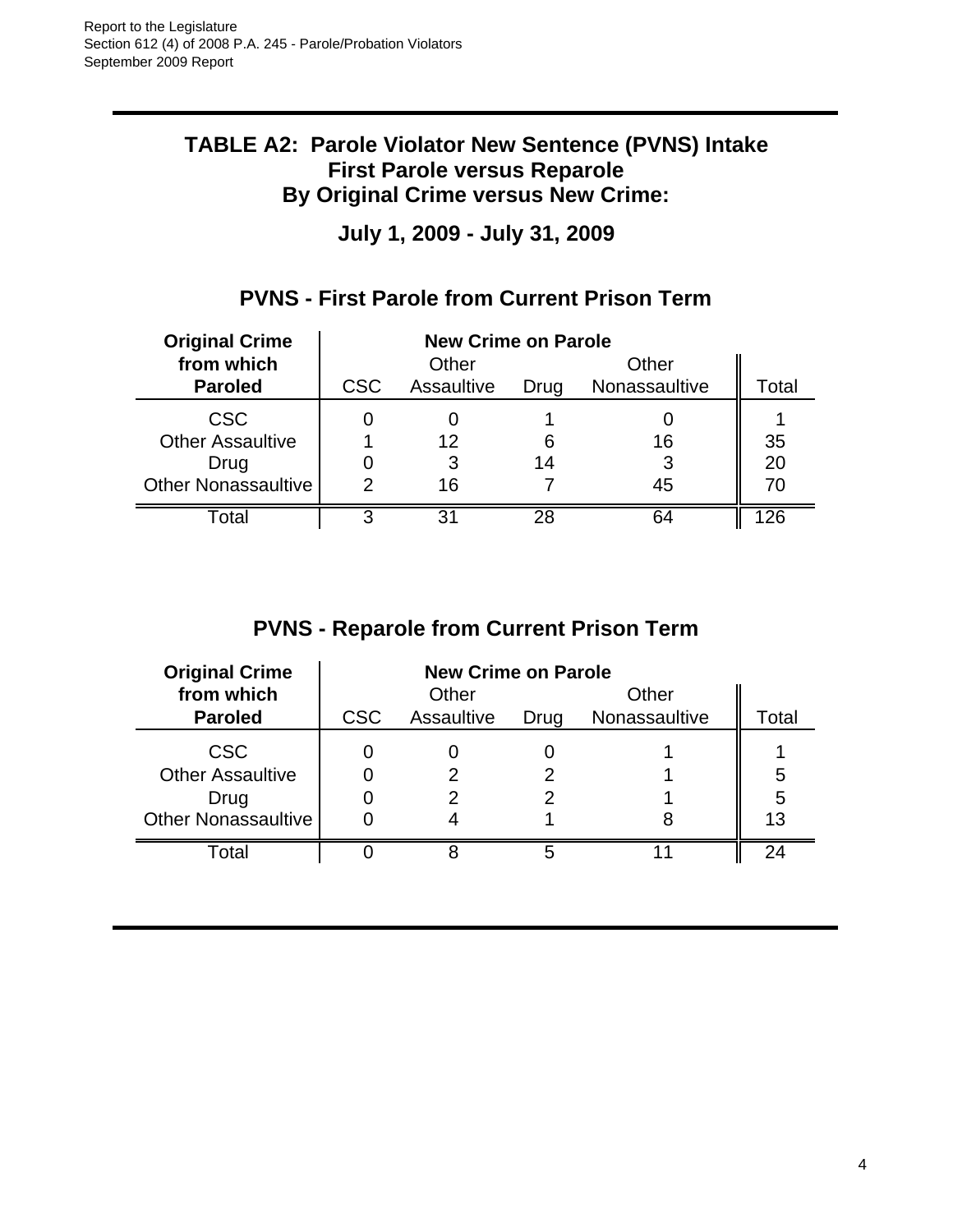# TABLE A2: Parole Violator New Sentence (PVNS) Intake First Parole versus Reparole By Original Crime versus New Crime:

## July 1, 2009 - July 31, 2009

### PVNS - First Parole from Current Prison Term

| Original Crime from which Paroled | New Crime on Parole | | | | |
|---|---|---|---|---|---|
| | CSC | Other Assaultive | Drug | Other Nonassaultive | Total |
| CSC | 0 | 0 | 1 | 0 | 1 |
| Other Assaultive | 1 | 12 | 6 | 16 | 35 |
| Drug | 0 | 3 | 14 | 3 | 20 |
| Other Nonassaultive | 2 | 16 | 7 | 45 | 70 |
| Total | 3 | 31 | 28 | 64 | 126 |

### PVNS - Reparole from Current Prison Term

| Original Crime from which Paroled | New Crime on Parole | | | | |
|---|---|---|---|---|---|
| | CSC | Other Assaultive | Drug | Other Nonassaultive | Total |
| CSC | 0 | 0 | 0 | 1 | 1 |
| Other Assaultive | 0 | 2 | 2 | 1 | 5 |
| Drug | 0 | 2 | 2 | 1 | 5 |
| Other Nonassaultive | 0 | 4 | 1 | 8 | 13 |
| Total | 0 | 8 | 5 | 11 | 24 |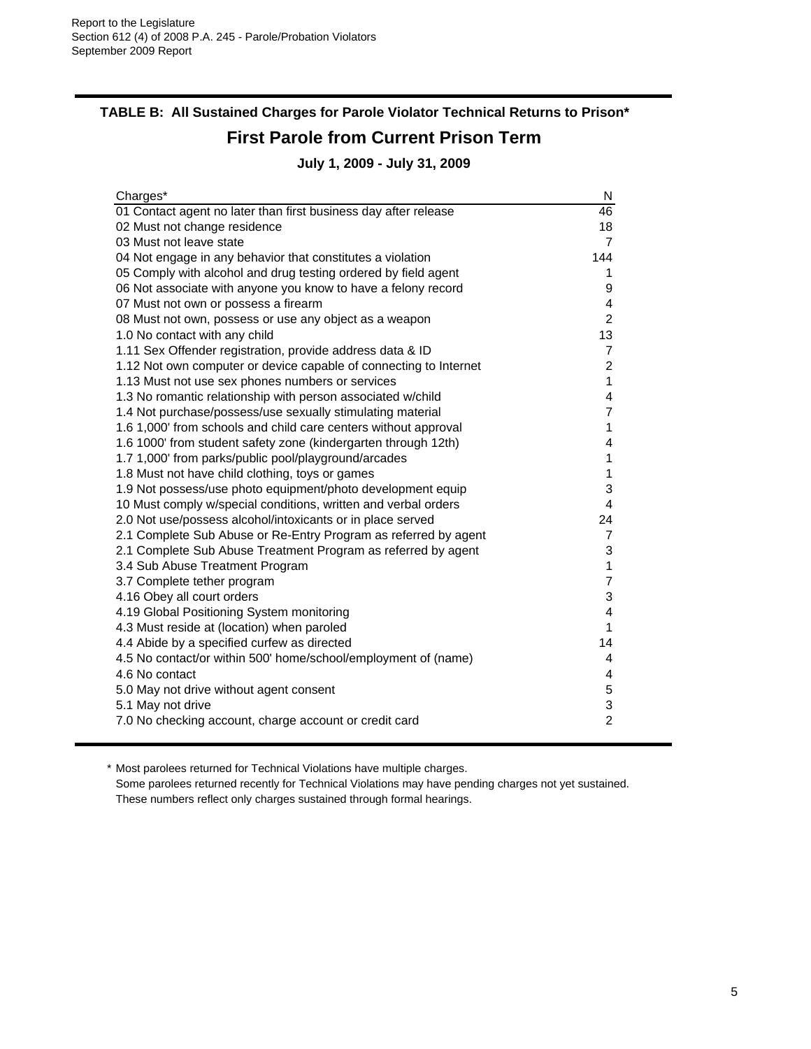## TABLE B: All Sustained Charges for Parole Violator Technical Returns to Prison*

# First Parole from Current Prison Term

### July 1, 2009 - July 31, 2009

| Charges* | N |
|---|---|
| 01 Contact agent no later than first business day after release | 46 |
| 02 Must not change residence | 18 |
| 03 Must not leave state | 7 |
| 04 Not engage in any behavior that constitutes a violation | 144 |
| 05 Comply with alcohol and drug testing ordered by field agent | 1 |
| 06 Not associate with anyone you know to have a felony record | 9 |
| 07 Must not own or possess a firearm | 4 |
| 08 Must not own, possess or use any object as a weapon | 2 |
| 1.0 No contact with any child | 13 |
| 1.11 Sex Offender registration, provide address data & ID | 7 |
| 1.12 Not own computer or device capable of connecting to Internet | 2 |
| 1.13 Must not use sex phones numbers or services | 1 |
| 1.3 No romantic relationship with person associated w/child | 4 |
| 1.4 Not purchase/possess/use sexually stimulating material | 7 |
| 1.6 1,000' from schools and child care centers without approval | 1 |
| 1.6 1000' from student safety zone (kindergarten through 12th) | 4 |
| 1.7 1,000' from parks/public pool/playground/arcades | 1 |
| 1.8 Must not have child clothing, toys or games | 1 |
| 1.9 Not possess/use photo equipment/photo development equip | 3 |
| 10 Must comply w/special conditions, written and verbal orders | 4 |
| 2.0 Not use/possess alcohol/intoxicants or in place served | 24 |
| 2.1 Complete Sub Abuse or Re-Entry Program as referred by agent | 7 |
| 2.1 Complete Sub Abuse Treatment Program as referred by agent | 3 |
| 3.4 Sub Abuse Treatment Program | 1 |
| 3.7 Complete tether program | 7 |
| 4.16 Obey all court orders | 3 |
| 4.19 Global Positioning System monitoring | 4 |
| 4.3 Must reside at (location) when paroled | 1 |
| 4.4 Abide by a specified curfew as directed | 14 |
| 4.5 No contact/or within 500' home/school/employment of (name) | 4 |
| 4.6 No contact | 4 |
| 5.0 May not drive without agent consent | 5 |
| 5.1 May not drive | 3 |
| 7.0 No checking account, charge account or credit card | 2 |

\* Most parolees returned for Technical Violations have multiple charges.
Some parolees returned recently for Technical Violations may have pending charges not yet sustained.
These numbers reflect only charges sustained through formal hearings.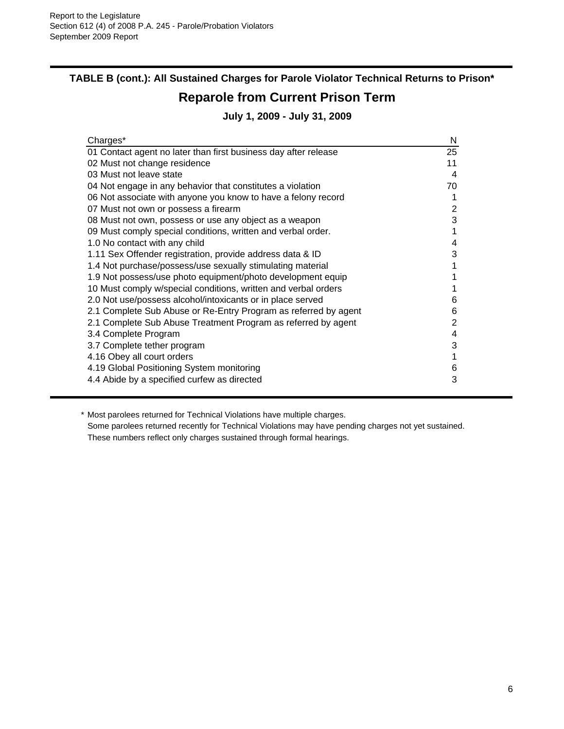## TABLE B (cont.): All Sustained Charges for Parole Violator Technical Returns to Prison*

# Reparole from Current Prison Term

### July 1, 2009 - July 31, 2009

| Charges* | N |
|---|---|
| 01 Contact agent no later than first business day after release | 25 |
| 02 Must not change residence | 11 |
| 03 Must not leave state | 4 |
| 04 Not engage in any behavior that constitutes a violation | 70 |
| 06 Not associate with anyone you know to have a felony record | 1 |
| 07 Must not own or possess a firearm | 2 |
| 08 Must not own, possess or use any object as a weapon | 3 |
| 09 Must comply special conditions, written and verbal order. | 1 |
| 1.0 No contact with any child | 4 |
| 1.11 Sex Offender registration, provide address data & ID | 3 |
| 1.4 Not purchase/possess/use sexually stimulating material | 1 |
| 1.9 Not possess/use photo equipment/photo development equip | 1 |
| 10 Must comply w/special conditions, written and verbal orders | 1 |
| 2.0 Not use/possess alcohol/intoxicants or in place served | 6 |
| 2.1 Complete Sub Abuse or Re-Entry Program as referred by agent | 6 |
| 2.1 Complete Sub Abuse Treatment Program as referred by agent | 2 |
| 3.4 Complete Program | 4 |
| 3.7 Complete tether program | 3 |
| 4.16 Obey all court orders | 1 |
| 4.19 Global Positioning System monitoring | 6 |
| 4.4 Abide by a specified curfew as directed | 3 |

\* Most parolees returned for Technical Violations have multiple charges.
Some parolees returned recently for Technical Violations may have pending charges not yet sustained.
These numbers reflect only charges sustained through formal hearings.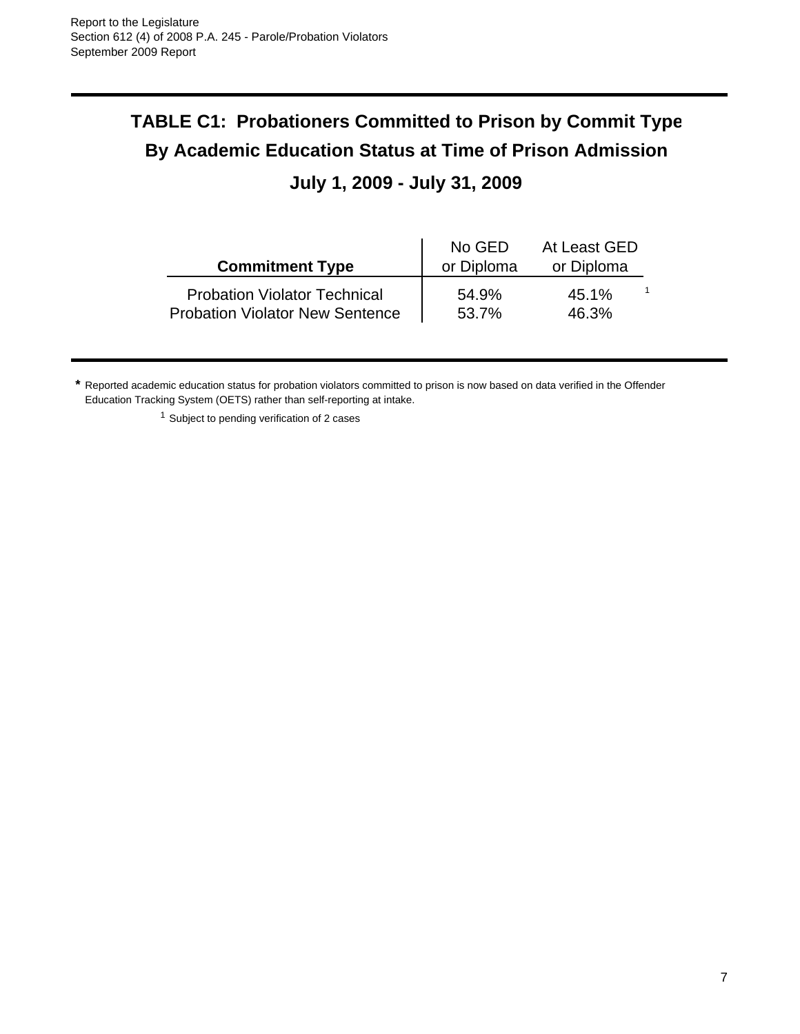# TABLE C1: Probationers Committed to Prison by Commit Type By Academic Education Status at Time of Prison Admission

## July 1, 2009 - July 31, 2009

| Commitment Type | No GED or Diploma | At Least GED or Diploma |
|---|---|---|
| Probation Violator Technical | 54.9% | 45.1% [1] |
| Probation Violator New Sentence | 53.7% | 46.3% |

**\*** Reported academic education status for probation violators committed to prison is now based on data verified in the Offender Education Tracking System (OETS) rather than self-reporting at intake.

[1] Subject to pending verification of 2 cases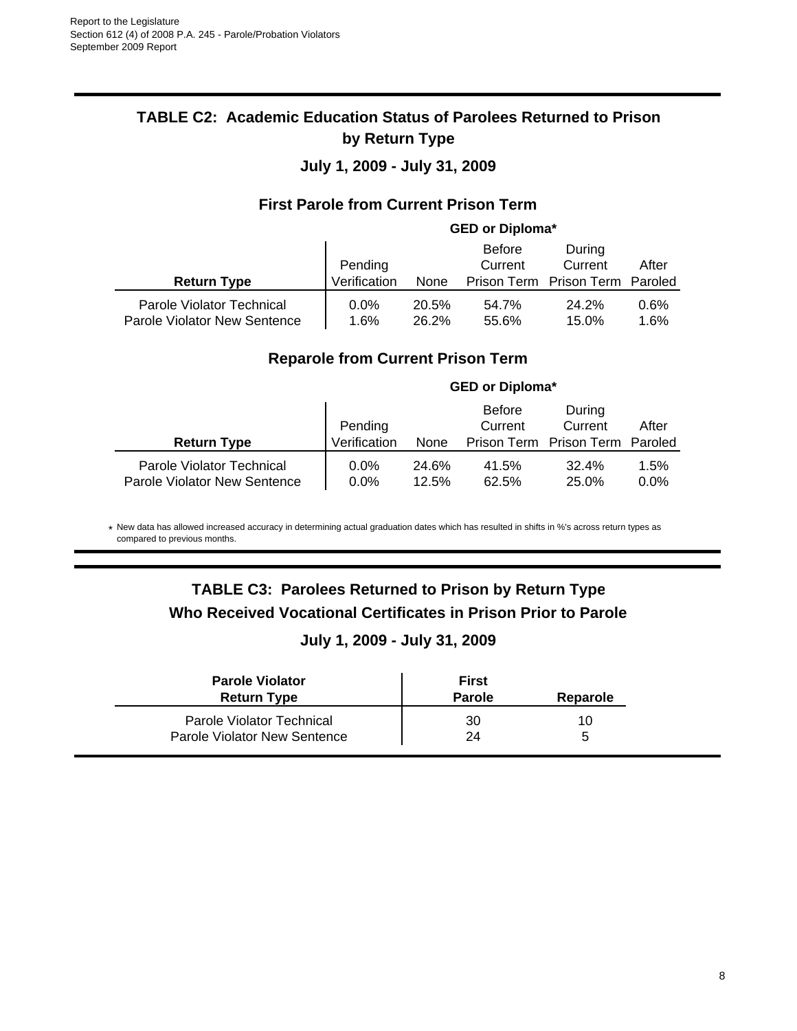## TABLE C2: Academic Education Status of Parolees Returned to Prison by Return Type

### July 1, 2009 - July 31, 2009

### First Parole from Current Prison Term

| | GED or Diploma* | | | | |
|---|---|---|---|---|---|
| **Return Type** | Pending Verification | None | Before Current Prison Term | During Current Prison Term | After Paroled |
| Parole Violator Technical | 0.0% | 20.5% | 54.7% | 24.2% | 0.6% |
| Parole Violator New Sentence | 1.6% | 26.2% | 55.6% | 15.0% | 1.6% |

### Reparole from Current Prison Term

| | GED or Diploma* | | | | |
|---|---|---|---|---|---|
| **Return Type** | Pending Verification | None | Before Current Prison Term | During Current Prison Term | After Paroled |
| Parole Violator Technical | 0.0% | 24.6% | 41.5% | 32.4% | 1.5% |
| Parole Violator New Sentence | 0.0% | 12.5% | 62.5% | 25.0% | 0.0% |

* New data has allowed increased accuracy in determining actual graduation dates which has resulted in shifts in %'s across return types as compared to previous months.

## TABLE C3: Parolees Returned to Prison by Return Type Who Received Vocational Certificates in Prison Prior to Parole

### July 1, 2009 - July 31, 2009

| **Parole Violator Return Type** | **First Parole** | **Reparole** |
|---|---|---|
| Parole Violator Technical | 30 | 10 |
| Parole Violator New Sentence | 24 | 5 |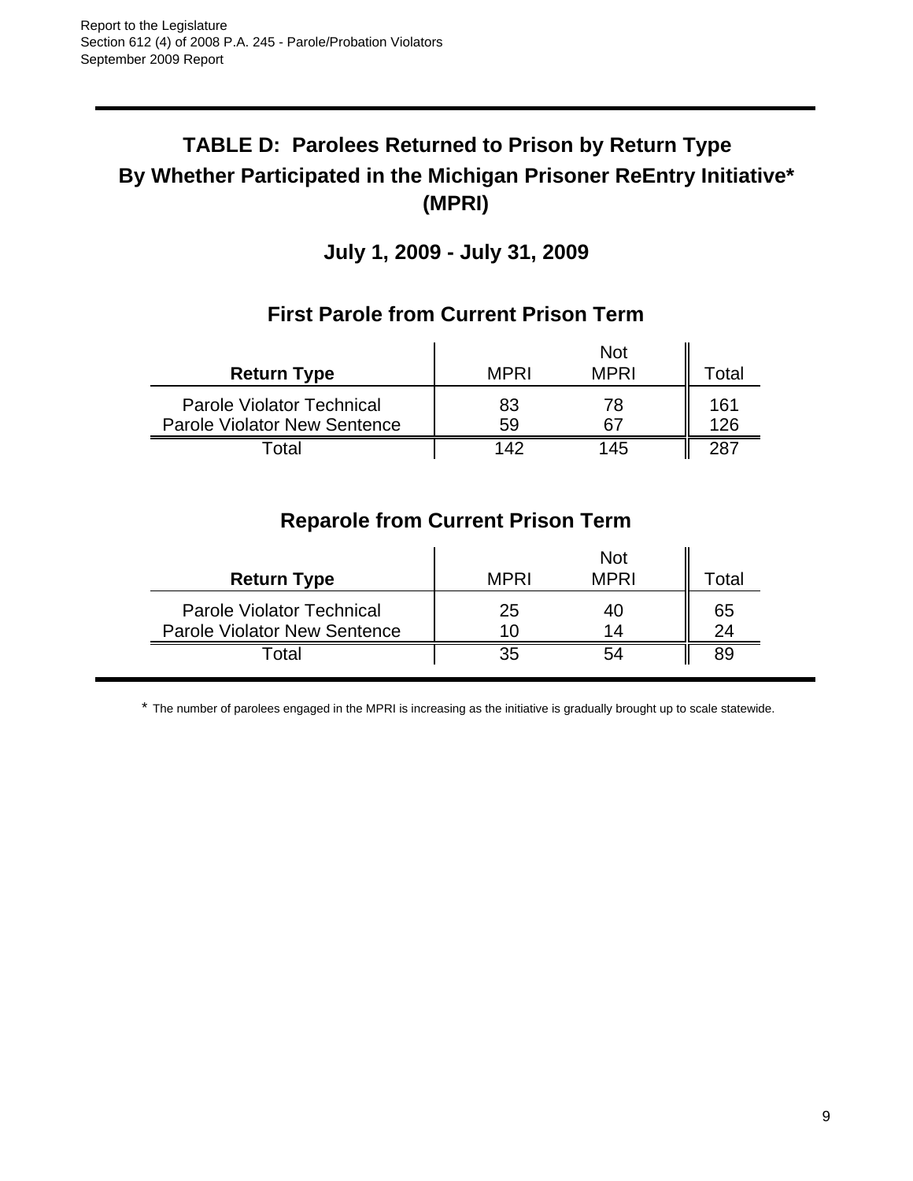# TABLE D: Parolees Returned to Prison by Return Type By Whether Participated in the Michigan Prisoner ReEntry Initiative* (MPRI)

## July 1, 2009 - July 31, 2009

### First Parole from Current Prison Term

| Return Type | MPRI | Not MPRI | Total |
|---|---|---|---|
| Parole Violator Technical | 83 | 78 | 161 |
| Parole Violator New Sentence | 59 | 67 | 126 |
| Total | 142 | 145 | 287 |

### Reparole from Current Prison Term

| Return Type | MPRI | Not MPRI | Total |
|---|---|---|---|
| Parole Violator Technical | 25 | 40 | 65 |
| Parole Violator New Sentence | 10 | 14 | 24 |
| Total | 35 | 54 | 89 |

* The number of parolees engaged in the MPRI is increasing as the initiative is gradually brought up to scale statewide.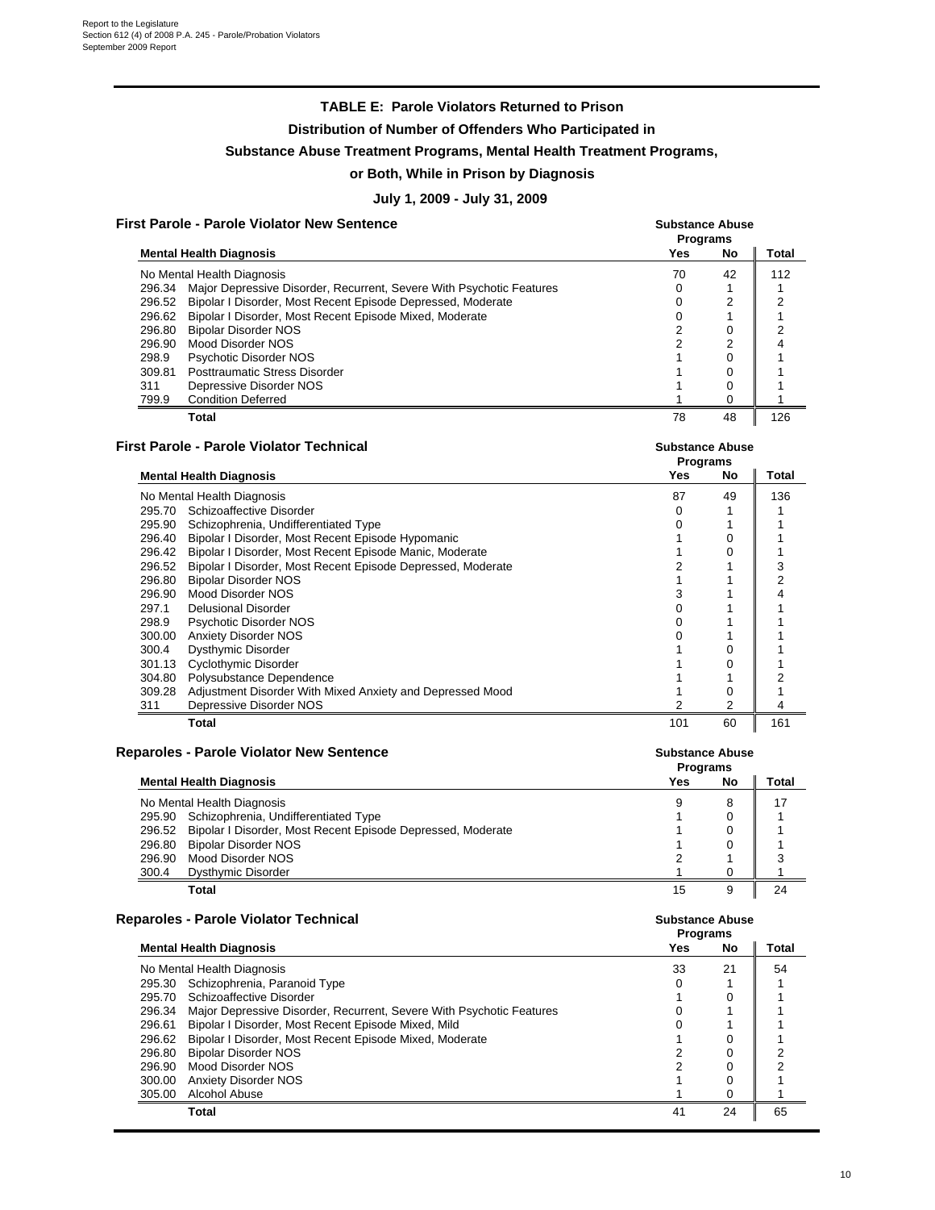## TABLE E: Parole Violators Returned to Prison

## Distribution of Number of Offenders Who Participated in Substance Abuse Treatment Programs, Mental Health Treatment Programs, or Both, While in Prison by Diagnosis

## July 1, 2009 - July 31, 2009

### First Parole - Parole Violator New Sentence

| Mental Health Diagnosis | | Substance Abuse Programs Yes | No | Total |
|---|---|---|---|---|
| No Mental Health Diagnosis | | 70 | 42 | 112 |
| 296.34 | Major Depressive Disorder, Recurrent, Severe With Psychotic Features | 0 | 1 | 1 |
| 296.52 | Bipolar I Disorder, Most Recent Episode Depressed, Moderate | 0 | 2 | 2 |
| 296.62 | Bipolar I Disorder, Most Recent Episode Mixed, Moderate | 0 | 1 | 1 |
| 296.80 | Bipolar Disorder NOS | 2 | 0 | 2 |
| 296.90 | Mood Disorder NOS | 2 | 2 | 4 |
| 298.9 | Psychotic Disorder NOS | 1 | 0 | 1 |
| 309.81 | Posttraumatic Stress Disorder | 1 | 0 | 1 |
| 311 | Depressive Disorder NOS | 1 | 0 | 1 |
| 799.9 | Condition Deferred | 1 | 0 | 1 |
| | **Total** | 78 | 48 | 126 |

### First Parole - Parole Violator Technical

| Mental Health Diagnosis | | Substance Abuse Programs Yes | No | Total |
|---|---|---|---|---|
| No Mental Health Diagnosis | | 87 | 49 | 136 |
| 295.70 | Schizoaffective Disorder | 0 | 1 | 1 |
| 295.90 | Schizophrenia, Undifferentiated Type | 0 | 1 | 1 |
| 296.40 | Bipolar I Disorder, Most Recent Episode Hypomanic | 1 | 0 | 1 |
| 296.42 | Bipolar I Disorder, Most Recent Episode Manic, Moderate | 1 | 0 | 1 |
| 296.52 | Bipolar I Disorder, Most Recent Episode Depressed, Moderate | 2 | 1 | 3 |
| 296.80 | Bipolar Disorder NOS | 1 | 1 | 2 |
| 296.90 | Mood Disorder NOS | 3 | 1 | 4 |
| 297.1 | Delusional Disorder | 0 | 1 | 1 |
| 298.9 | Psychotic Disorder NOS | 0 | 1 | 1 |
| 300.00 | Anxiety Disorder NOS | 0 | 1 | 1 |
| 300.4 | Dysthymic Disorder | 1 | 0 | 1 |
| 301.13 | Cyclothymic Disorder | 1 | 0 | 1 |
| 304.80 | Polysubstance Dependence | 1 | 1 | 2 |
| 309.28 | Adjustment Disorder With Mixed Anxiety and Depressed Mood | 1 | 0 | 1 |
| 311 | Depressive Disorder NOS | 2 | 2 | 4 |
| | **Total** | 101 | 60 | 161 |

### Reparoles - Parole Violator New Sentence

| Mental Health Diagnosis | | Substance Abuse Programs Yes | No | Total |
|---|---|---|---|---|
| No Mental Health Diagnosis | | 9 | 8 | 17 |
| 295.90 | Schizophrenia, Undifferentiated Type | 1 | 0 | 1 |
| 296.52 | Bipolar I Disorder, Most Recent Episode Depressed, Moderate | 1 | 0 | 1 |
| 296.80 | Bipolar Disorder NOS | 1 | 0 | 1 |
| 296.90 | Mood Disorder NOS | 2 | 1 | 3 |
| 300.4 | Dysthymic Disorder | 1 | 0 | 1 |
| | **Total** | 15 | 9 | 24 |

### Reparoles - Parole Violator Technical

| Mental Health Diagnosis | | Substance Abuse Programs Yes | No | Total |
|---|---|---|---|---|
| No Mental Health Diagnosis | | 33 | 21 | 54 |
| 295.30 | Schizophrenia, Paranoid Type | 0 | 1 | 1 |
| 295.70 | Schizoaffective Disorder | 1 | 0 | 1 |
| 296.34 | Major Depressive Disorder, Recurrent, Severe With Psychotic Features | 0 | 1 | 1 |
| 296.61 | Bipolar I Disorder, Most Recent Episode Mixed, Mild | 0 | 1 | 1 |
| 296.62 | Bipolar I Disorder, Most Recent Episode Mixed, Moderate | 1 | 0 | 1 |
| 296.80 | Bipolar Disorder NOS | 2 | 0 | 2 |
| 296.90 | Mood Disorder NOS | 2 | 0 | 2 |
| 300.00 | Anxiety Disorder NOS | 1 | 0 | 1 |
| 305.00 | Alcohol Abuse | 1 | 0 | 1 |
| | **Total** | 41 | 24 | 65 |